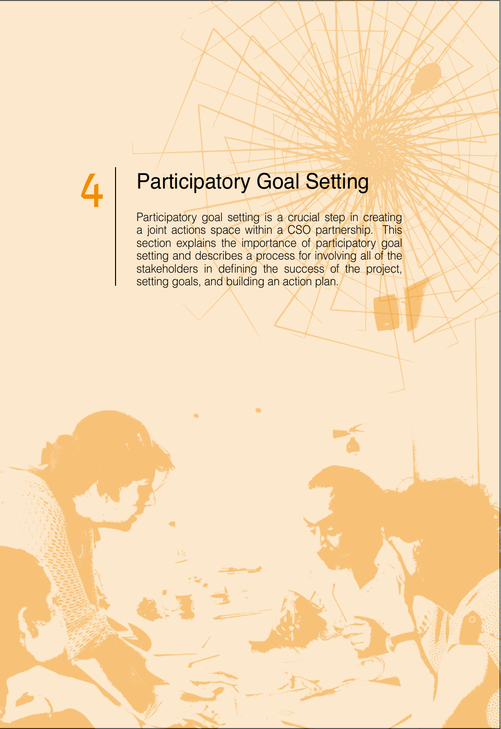# 4 Participatory Goal Setting

Participatory goal setting is a crucial step in creating a joint actions space within a CSO partnership. This section explains the importance of participatory goal setting and describes a process for involving all of the stakeholders in defining the success of the project, setting goals, and building an action plan.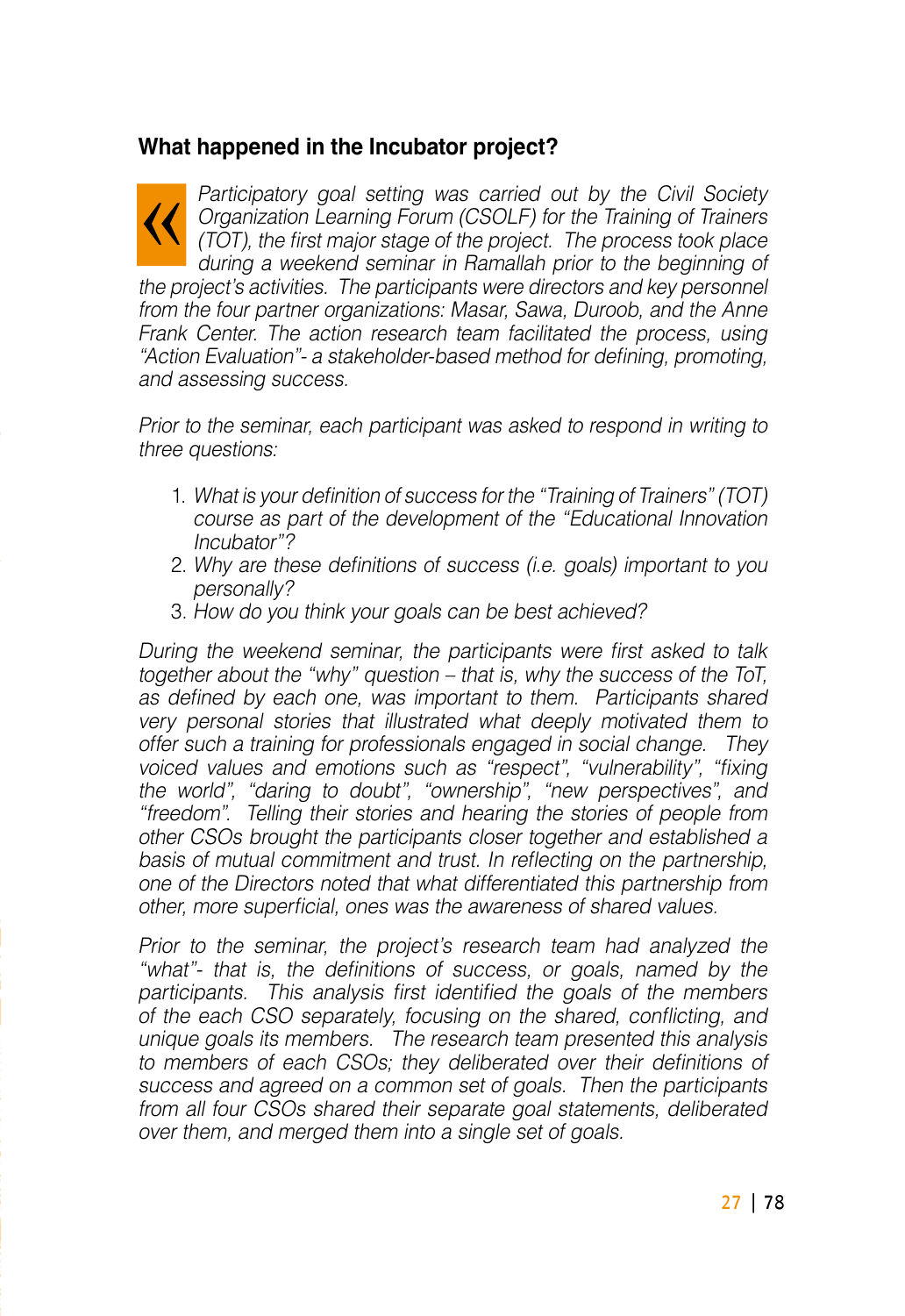### What happened in the Incubator project?

*Participatory goal setting was carried out by the Civil Society Organization Learning Forum (CSOLF) for the Training of Trainers (TOT), the first major stage of the project. The process took place during a weekend seminar in Ramallah prior to the beginning of the project's activities. The participants were directors and key personnel from the four partner organizations: Masar, Sawa, Duroob, and the Anne Frank Center. The action research team facilitated the process, using "Action Evaluation"- a stakeholder-based method for defining, promoting, and assessing success.*

*Prior to the seminar, each participant was asked to respond in writing to three questions:*

1. *What is your definition of success for the "Training of Trainers" (TOT) course as part of the development of the "Educational Innovation Incubator"?*
2. *Why are these definitions of success (i.e. goals) important to you personally?*
3. *How do you think your goals can be best achieved?*

*During the weekend seminar, the participants were first asked to talk together about the "why" question – that is, why the success of the ToT, as defined by each one, was important to them. Participants shared very personal stories that illustrated what deeply motivated them to offer such a training for professionals engaged in social change. They voiced values and emotions such as "respect", "vulnerability", "fixing the world", "daring to doubt", "ownership", "new perspectives", and "freedom". Telling their stories and hearing the stories of people from other CSOs brought the participants closer together and established a basis of mutual commitment and trust. In reflecting on the partnership, one of the Directors noted that what differentiated this partnership from other, more superficial, ones was the awareness of shared values.*

*Prior to the seminar, the project's research team had analyzed the "what"- that is, the definitions of success, or goals, named by the participants. This analysis first identified the goals of the members of the each CSO separately, focusing on the shared, conflicting, and unique goals its members. The research team presented this analysis to members of each CSOs; they deliberated over their definitions of success and agreed on a common set of goals. Then the participants from all four CSOs shared their separate goal statements, deliberated over them, and merged them into a single set of goals.*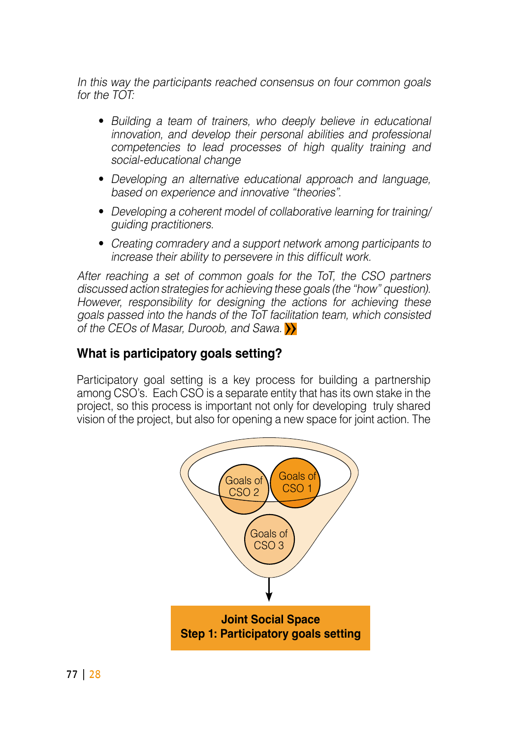*In this way the participants reached consensus on four common goals for the TOT:*

- *Building a team of trainers, who deeply believe in educational innovation, and develop their personal abilities and professional competencies to lead processes of high quality training and social-educational change*
- *Developing an alternative educational approach and language, based on experience and innovative "theories".*
- *Developing a coherent model of collaborative learning for training/ guiding practitioners.*
- *Creating comradery and a support network among participants to increase their ability to persevere in this difficult work.*

*After reaching a set of common goals for the ToT, the CSO partners discussed action strategies for achieving these goals (the "how" question). However, responsibility for designing the actions for achieving these goals passed into the hands of the ToT facilitation team, which consisted of the CEOs of Masar, Duroob, and Sawa.*

## What is participatory goals setting?

Participatory goal setting is a key process for building a partnership among CSO's. Each CSO is a separate entity that has its own stake in the project, so this process is important not only for developing truly shared vision of the project, but also for opening a new space for joint action. The

Goals of CSO 2

Goals of CSO 1

Goals of CSO 3

**Joint Social Space**
**Step 1: Participatory goals setting**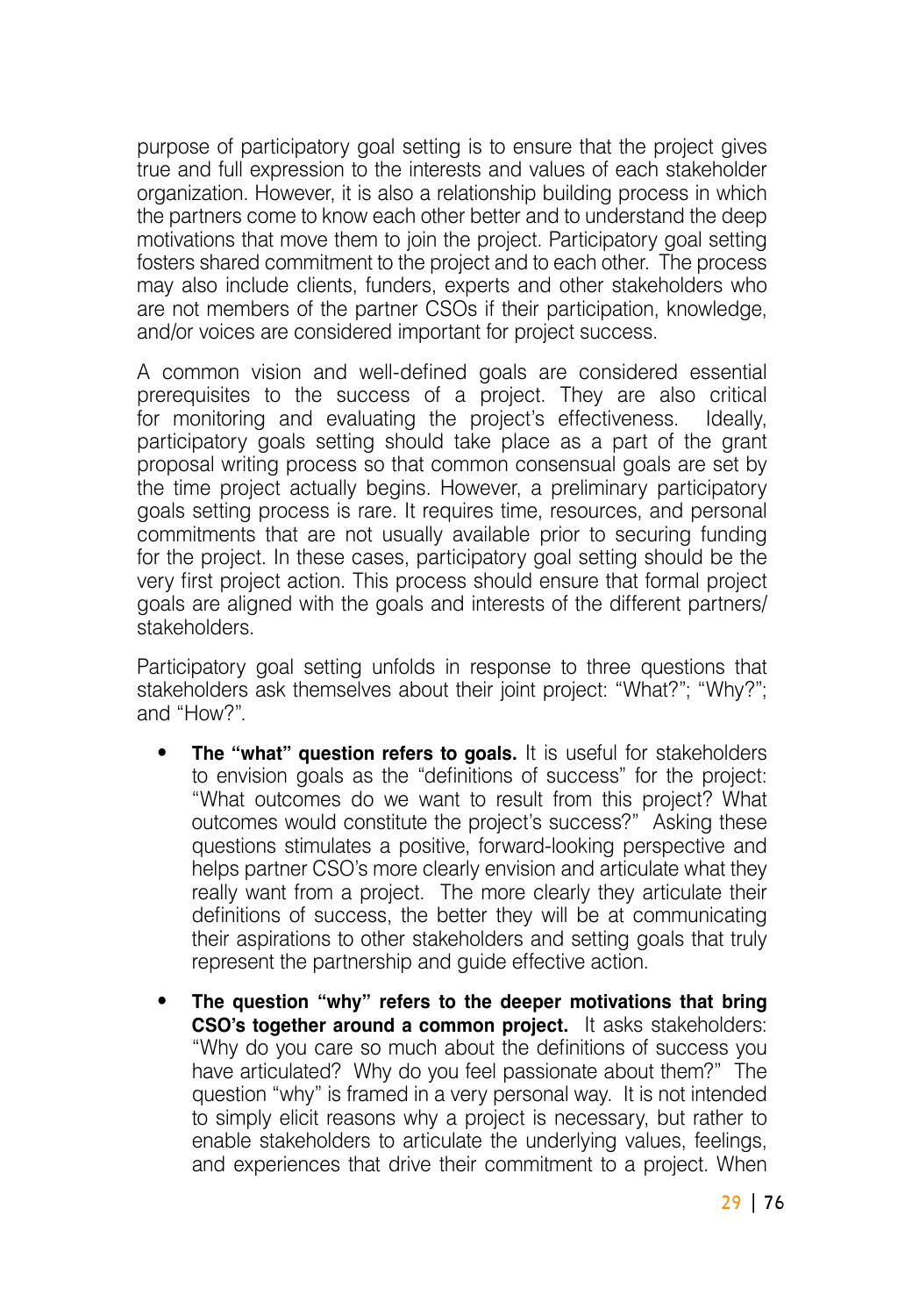purpose of participatory goal setting is to ensure that the project gives true and full expression to the interests and values of each stakeholder organization. However, it is also a relationship building process in which the partners come to know each other better and to understand the deep motivations that move them to join the project. Participatory goal setting fosters shared commitment to the project and to each other. The process may also include clients, funders, experts and other stakeholders who are not members of the partner CSOs if their participation, knowledge, and/or voices are considered important for project success.

A common vision and well-defined goals are considered essential prerequisites to the success of a project. They are also critical for monitoring and evaluating the project's effectiveness. Ideally, participatory goals setting should take place as a part of the grant proposal writing process so that common consensual goals are set by the time project actually begins. However, a preliminary participatory goals setting process is rare. It requires time, resources, and personal commitments that are not usually available prior to securing funding for the project. In these cases, participatory goal setting should be the very first project action. This process should ensure that formal project goals are aligned with the goals and interests of the different partners/stakeholders.

Participatory goal setting unfolds in response to three questions that stakeholders ask themselves about their joint project: "What?"; "Why?"; and "How?".

- **The "what" question refers to goals.** It is useful for stakeholders to envision goals as the "definitions of success" for the project: "What outcomes do we want to result from this project? What outcomes would constitute the project's success?" Asking these questions stimulates a positive, forward-looking perspective and helps partner CSO's more clearly envision and articulate what they really want from a project. The more clearly they articulate their definitions of success, the better they will be at communicating their aspirations to other stakeholders and setting goals that truly represent the partnership and guide effective action.

- **The question "why" refers to the deeper motivations that bring CSO's together around a common project.** It asks stakeholders: "Why do you care so much about the definitions of success you have articulated? Why do you feel passionate about them?" The question "why" is framed in a very personal way. It is not intended to simply elicit reasons why a project is necessary, but rather to enable stakeholders to articulate the underlying values, feelings, and experiences that drive their commitment to a project. When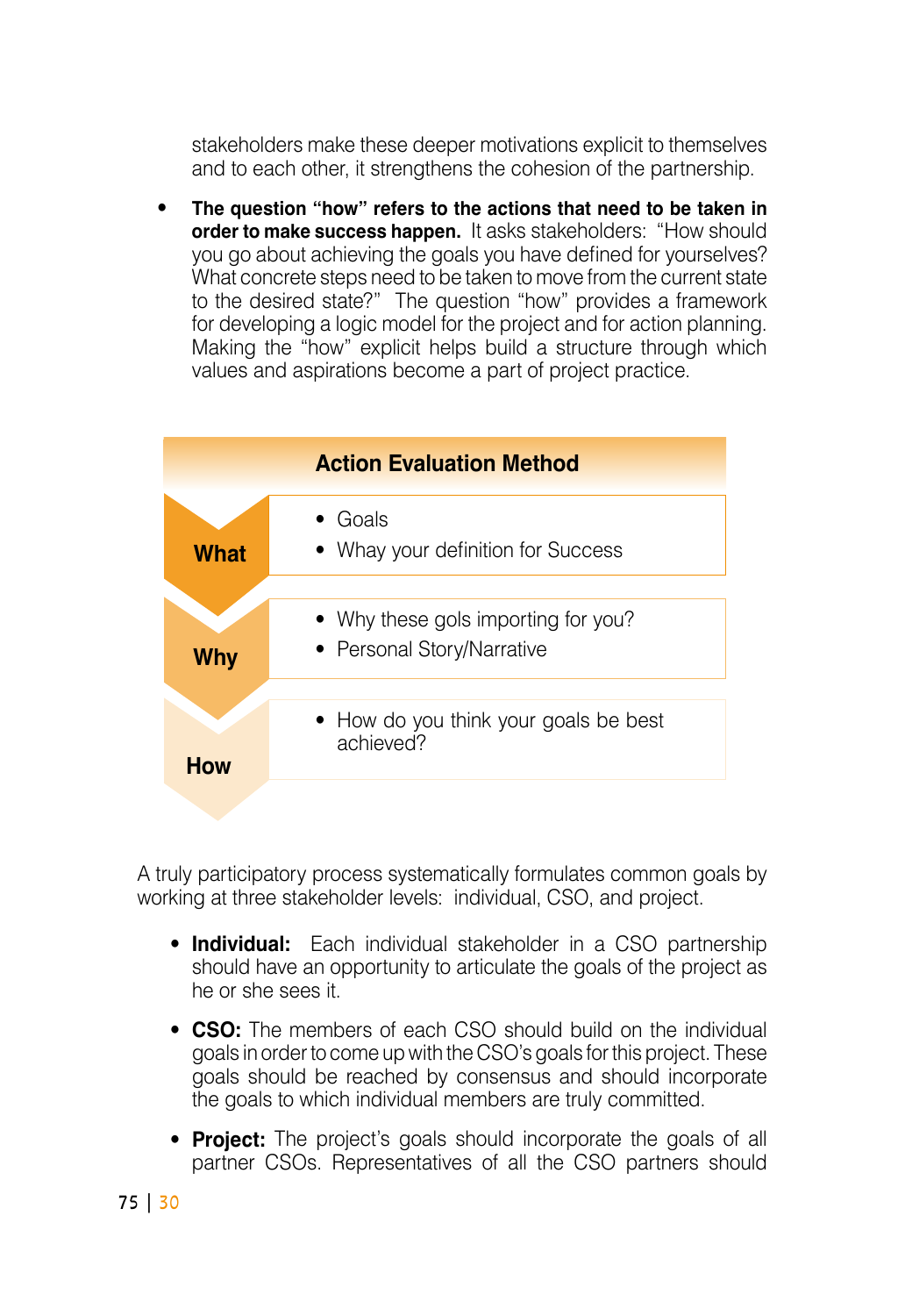stakeholders make these deeper motivations explicit to themselves and to each other, it strengthens the cohesion of the partnership.

- **The question "how" refers to the actions that need to be taken in order to make success happen.** It asks stakeholders: "How should you go about achieving the goals you have defined for yourselves? What concrete steps need to be taken to move from the current state to the desired state?" The question "how" provides a framework for developing a logic model for the project and for action planning. Making the "how" explicit helps build a structure through which values and aspirations become a part of project practice.

| Action Evaluation Method | |
|---|---|
| **What** | • Goals<br>• Whay your definition for Success |
| **Why** | • Why these gols importing for you?<br>• Personal Story/Narrative |
| **How** | • How do you think your goals be best achieved? |

A truly participatory process systematically formulates common goals by working at three stakeholder levels: individual, CSO, and project.

- **Individual:** Each individual stakeholder in a CSO partnership should have an opportunity to articulate the goals of the project as he or she sees it.
- **CSO:** The members of each CSO should build on the individual goals in order to come up with the CSO's goals for this project. These goals should be reached by consensus and should incorporate the goals to which individual members are truly committed.
- **Project:** The project's goals should incorporate the goals of all partner CSOs. Representatives of all the CSO partners should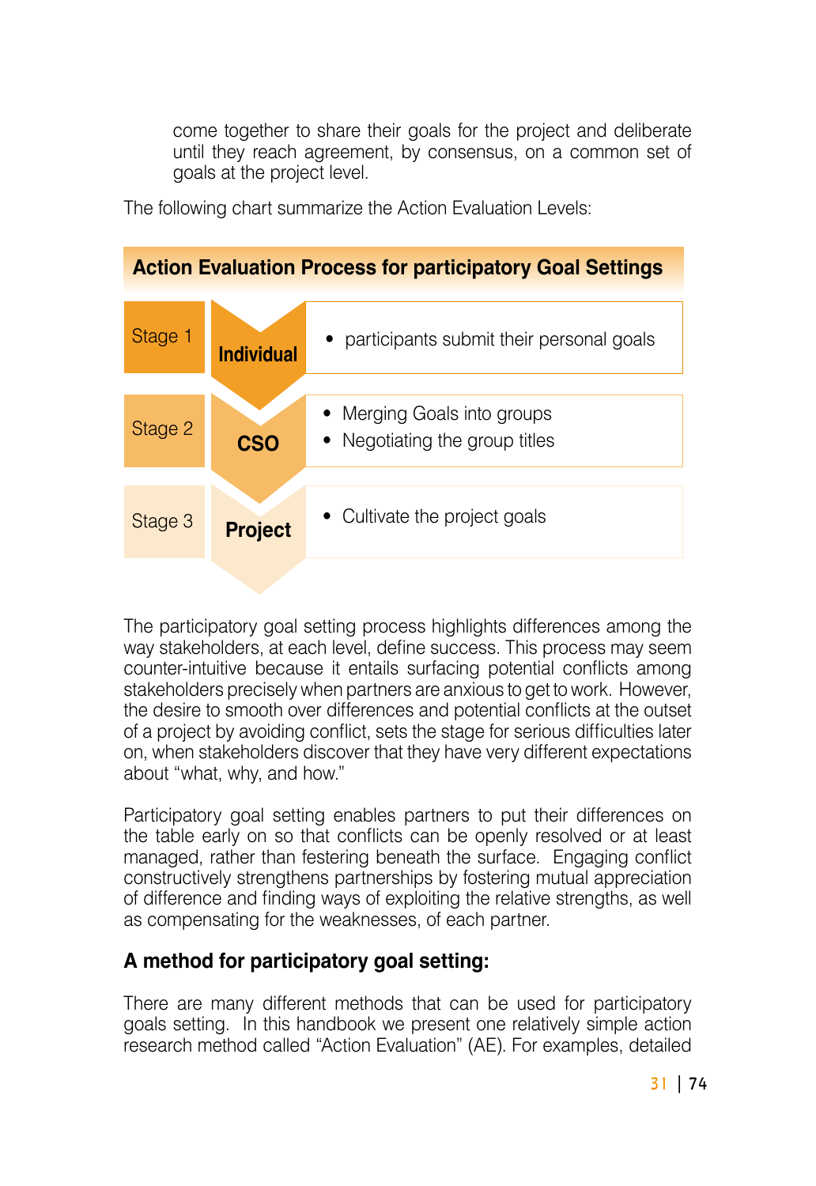come together to share their goals for the project and deliberate until they reach agreement, by consensus, on a common set of goals at the project level.

The following chart summarize the Action Evaluation Levels:

**Action Evaluation Process for participatory Goal Settings**

| Stage | Level | Activities |
| --- | --- | --- |
| Stage 1 | Individual | • participants submit their personal goals |
| Stage 2 | CSO | • Merging Goals into groups<br>• Negotiating the group titles |
| Stage 3 | Project | • Cultivate the project goals |

The participatory goal setting process highlights differences among the way stakeholders, at each level, define success. This process may seem counter-intuitive because it entails surfacing potential conflicts among stakeholders precisely when partners are anxious to get to work. However, the desire to smooth over differences and potential conflicts at the outset of a project by avoiding conflict, sets the stage for serious difficulties later on, when stakeholders discover that they have very different expectations about "what, why, and how."

Participatory goal setting enables partners to put their differences on the table early on so that conflicts can be openly resolved or at least managed, rather than festering beneath the surface. Engaging conflict constructively strengthens partnerships by fostering mutual appreciation of difference and finding ways of exploiting the relative strengths, as well as compensating for the weaknesses, of each partner.

## A method for participatory goal setting:

There are many different methods that can be used for participatory goals setting. In this handbook we present one relatively simple action research method called "Action Evaluation" (AE). For examples, detailed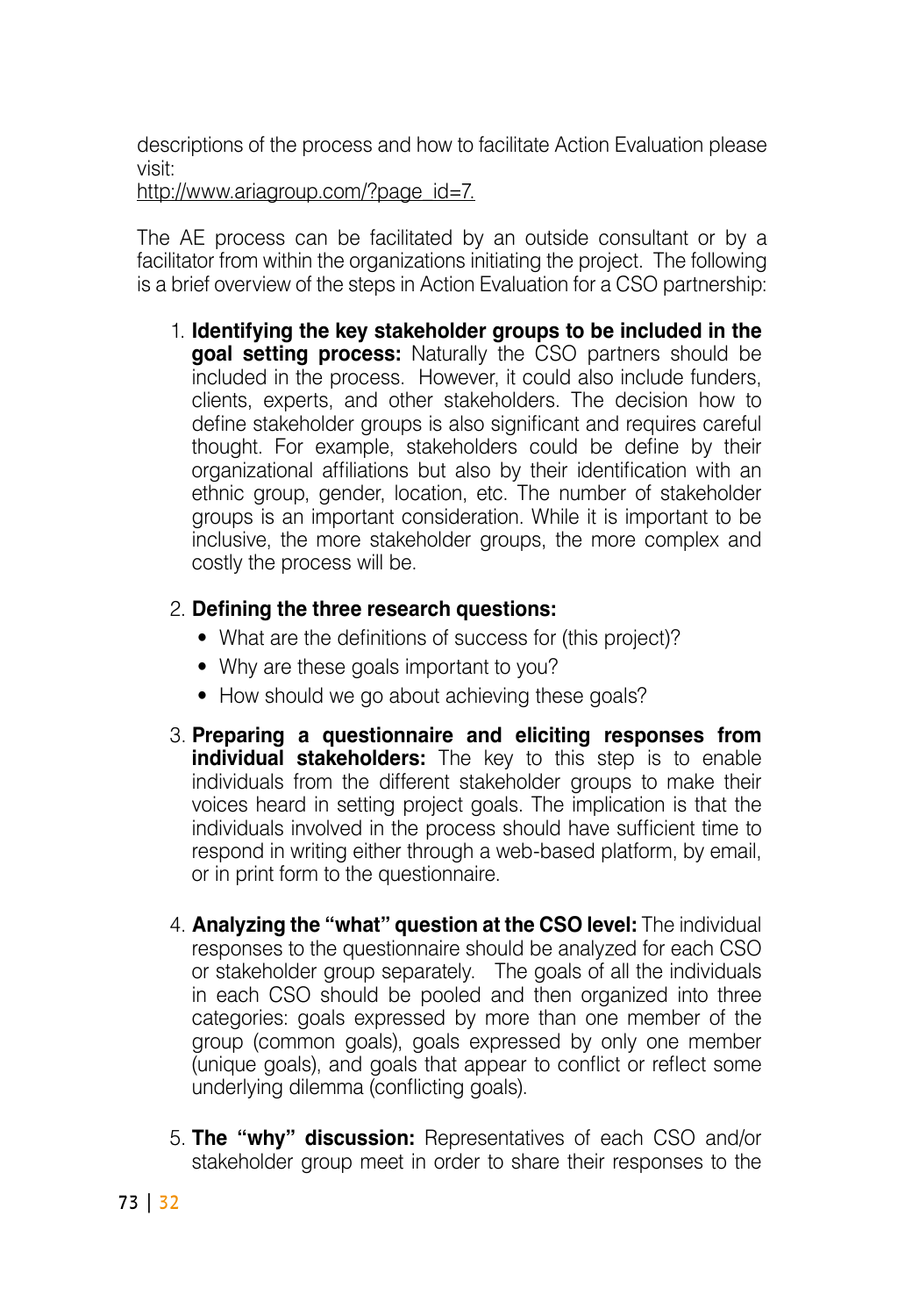descriptions of the process and how to facilitate Action Evaluation please visit:
http://www.ariagroup.com/?page_id=7.

The AE process can be facilitated by an outside consultant or by a facilitator from within the organizations initiating the project. The following is a brief overview of the steps in Action Evaluation for a CSO partnership:

1. **Identifying the key stakeholder groups to be included in the goal setting process:** Naturally the CSO partners should be included in the process. However, it could also include funders, clients, experts, and other stakeholders. The decision how to define stakeholder groups is also significant and requires careful thought. For example, stakeholders could be define by their organizational affiliations but also by their identification with an ethnic group, gender, location, etc. The number of stakeholder groups is an important consideration. While it is important to be inclusive, the more stakeholder groups, the more complex and costly the process will be.

2. **Defining the three research questions:**
   - What are the definitions of success for (this project)?
   - Why are these goals important to you?
   - How should we go about achieving these goals?

3. **Preparing a questionnaire and eliciting responses from individual stakeholders:** The key to this step is to enable individuals from the different stakeholder groups to make their voices heard in setting project goals. The implication is that the individuals involved in the process should have sufficient time to respond in writing either through a web-based platform, by email, or in print form to the questionnaire.

4. **Analyzing the "what" question at the CSO level:** The individual responses to the questionnaire should be analyzed for each CSO or stakeholder group separately. The goals of all the individuals in each CSO should be pooled and then organized into three categories: goals expressed by more than one member of the group (common goals), goals expressed by only one member (unique goals), and goals that appear to conflict or reflect some underlying dilemma (conflicting goals).

5. **The "why" discussion:** Representatives of each CSO and/or stakeholder group meet in order to share their responses to the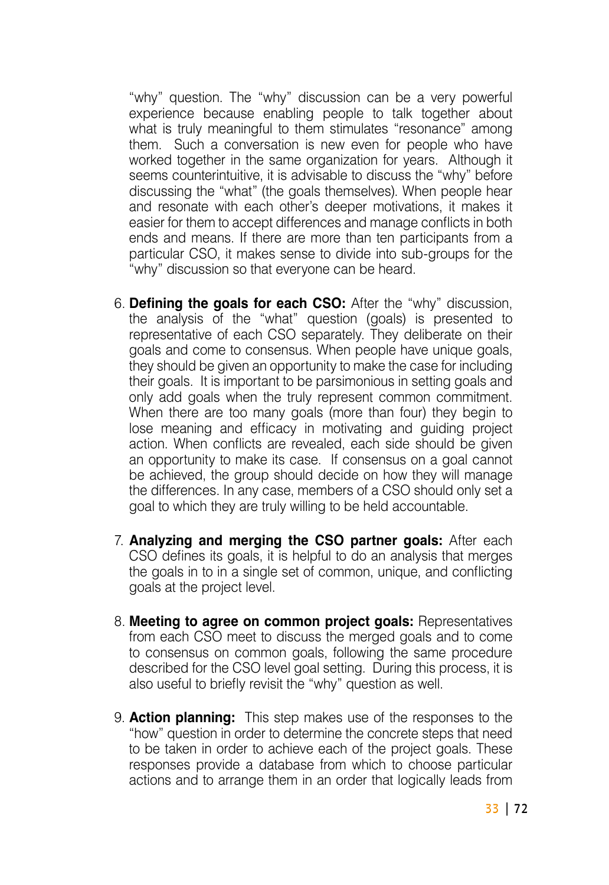"why" question. The "why" discussion can be a very powerful experience because enabling people to talk together about what is truly meaningful to them stimulates "resonance" among them. Such a conversation is new even for people who have worked together in the same organization for years. Although it seems counterintuitive, it is advisable to discuss the "why" before discussing the "what" (the goals themselves). When people hear and resonate with each other's deeper motivations, it makes it easier for them to accept differences and manage conflicts in both ends and means. If there are more than ten participants from a particular CSO, it makes sense to divide into sub-groups for the "why" discussion so that everyone can be heard.

6. **Defining the goals for each CSO:** After the "why" discussion, the analysis of the "what" question (goals) is presented to representative of each CSO separately. They deliberate on their goals and come to consensus. When people have unique goals, they should be given an opportunity to make the case for including their goals. It is important to be parsimonious in setting goals and only add goals when the truly represent common commitment. When there are too many goals (more than four) they begin to lose meaning and efficacy in motivating and guiding project action. When conflicts are revealed, each side should be given an opportunity to make its case. If consensus on a goal cannot be achieved, the group should decide on how they will manage the differences. In any case, members of a CSO should only set a goal to which they are truly willing to be held accountable.

7. **Analyzing and merging the CSO partner goals:** After each CSO defines its goals, it is helpful to do an analysis that merges the goals in to in a single set of common, unique, and conflicting goals at the project level.

8. **Meeting to agree on common project goals:** Representatives from each CSO meet to discuss the merged goals and to come to consensus on common goals, following the same procedure described for the CSO level goal setting. During this process, it is also useful to briefly revisit the "why" question as well.

9. **Action planning:** This step makes use of the responses to the "how" question in order to determine the concrete steps that need to be taken in order to achieve each of the project goals. These responses provide a database from which to choose particular actions and to arrange them in an order that logically leads from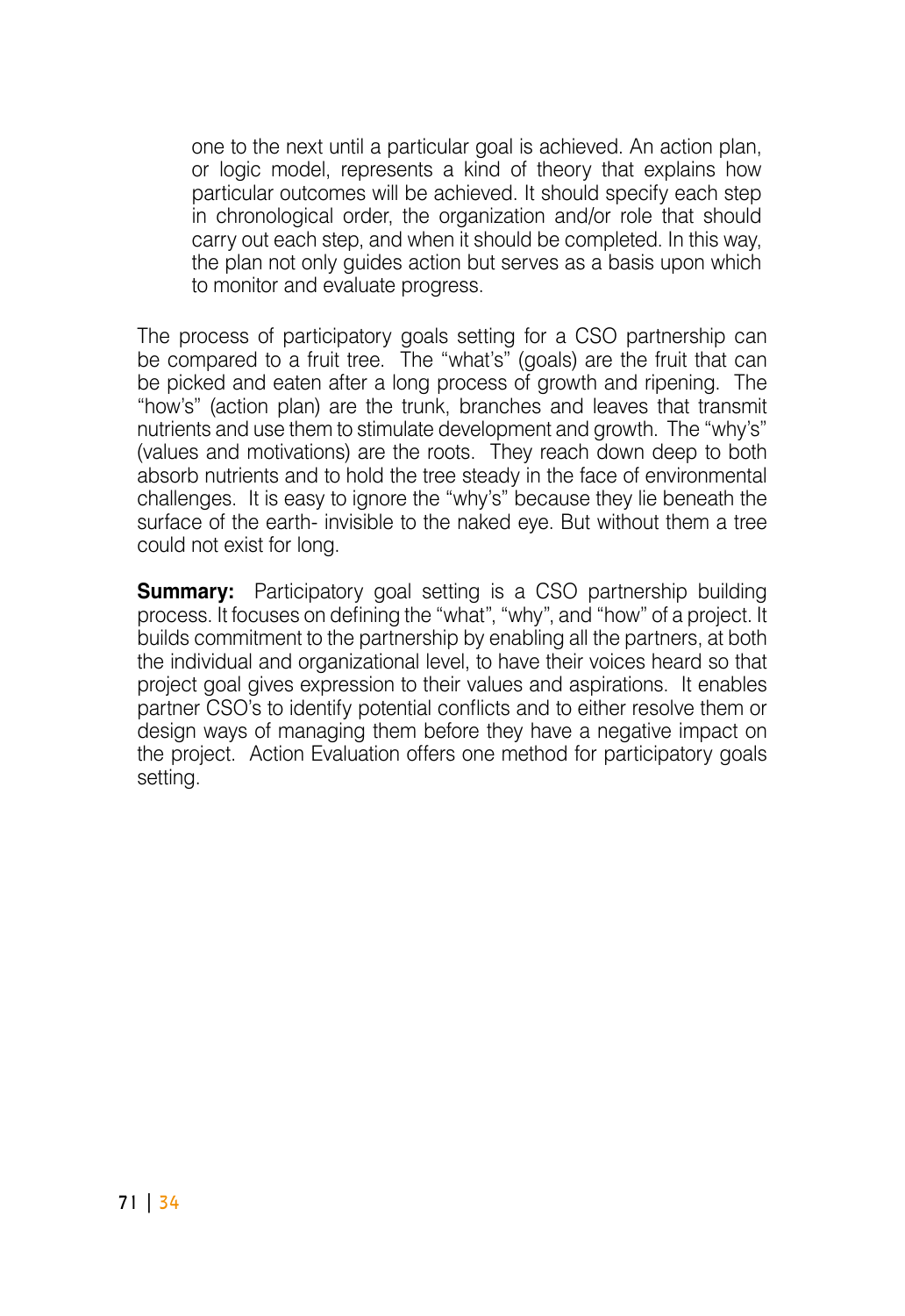one to the next until a particular goal is achieved. An action plan, or logic model, represents a kind of theory that explains how particular outcomes will be achieved. It should specify each step in chronological order, the organization and/or role that should carry out each step, and when it should be completed. In this way, the plan not only guides action but serves as a basis upon which to monitor and evaluate progress.

The process of participatory goals setting for a CSO partnership can be compared to a fruit tree. The "what's" (goals) are the fruit that can be picked and eaten after a long process of growth and ripening. The "how's" (action plan) are the trunk, branches and leaves that transmit nutrients and use them to stimulate development and growth. The "why's" (values and motivations) are the roots. They reach down deep to both absorb nutrients and to hold the tree steady in the face of environmental challenges. It is easy to ignore the "why's" because they lie beneath the surface of the earth- invisible to the naked eye. But without them a tree could not exist for long.

**Summary:** Participatory goal setting is a CSO partnership building process. It focuses on defining the "what", "why", and "how" of a project. It builds commitment to the partnership by enabling all the partners, at both the individual and organizational level, to have their voices heard so that project goal gives expression to their values and aspirations. It enables partner CSO's to identify potential conflicts and to either resolve them or design ways of managing them before they have a negative impact on the project. Action Evaluation offers one method for participatory goals setting.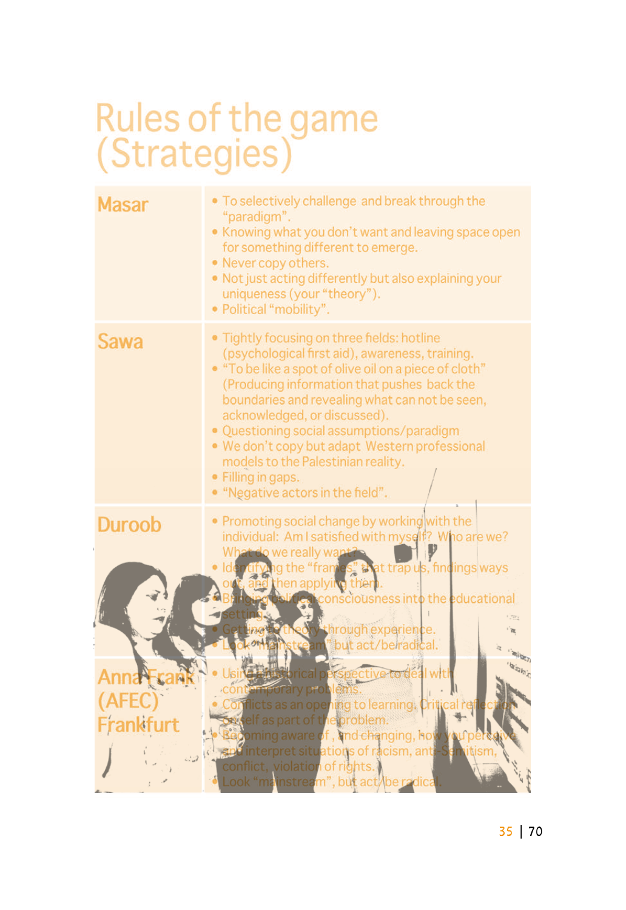# Rules of the game (Strategies)

| | |
|---|---|
| Masar | • To selectively challenge and break through the "paradigm". • Knowing what you don't want and leaving space open for something different to emerge. • Never copy others. • Not just acting differently but also explaining your uniqueness (your "theory"). • Political "mobility". |
| Sawa | • Tightly focusing on three fields: hotline (psychological first aid), awareness, training. • "To be like a spot of olive oil on a piece of cloth" (Producing information that pushes back the boundaries and revealing what can not be seen, acknowledged, or discussed). • Questioning social assumptions/paradigm • We don't copy but adapt Western professional models to the Palestinian reality. • Filling in gaps. • "Negative actors in the field". |
| Duroob | • Promoting social change by working with the individual: Am I satisfied with myself? Who are we? What do we really want? • Identifying the "frames" that trap us, findings ways out, and then applying them. • Bringing political consciousness into the educational setting. • Getting to theory through experience. • Look "mainstream" but act/be radical. |
| Anna Frank (AFEC) Frankfurt | • Using historical perspective to deal with contemporary problems. • Conflicts as an opening to learning. Critical reflection of self as part of the problem. • Becoming aware of, and changing, how you perceive and interpret situations of racism, anti-Semitism, conflict, violation of rights. • Look "mainstream", but act/be radical. |